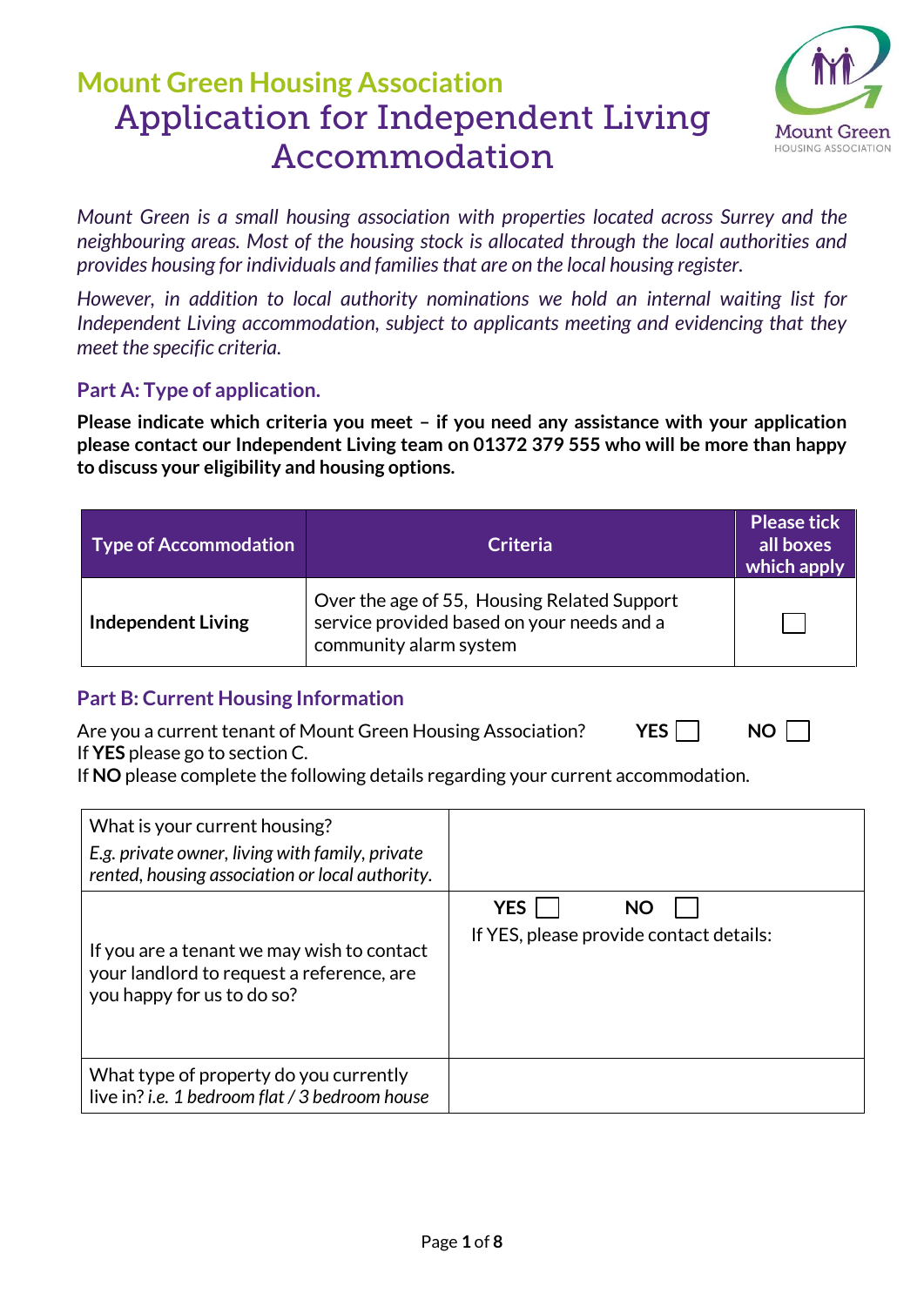## Mount Green Housing Association

# Application for Independent Living Accommodation

*Mount Green is a small housing association with properties located across Surrey and the neighbouring areas. Most of the housing stock is allocated through the local authorities and provides housing for individuals and families that are on the local housing register.*

*However, in addition to local authority nominations we hold an internal waiting list for Independent Living accommodation, subject to applicants meeting and evidencing that they meet the specific criteria.*

### Part A: Type of application.

**Please indicate which criteria you meet – if you need any assistance with your application please contact our Independent Living team on 01372 379 555 who will be more than happy to discuss your eligibility and housing options.**

| Type of Accommodation | Criteria | Please tick all boxes which apply |
|---|---|---|
| **Independent Living** | Over the age of 55, Housing Related Support service provided based on your needs and a community alarm system | ☐ |

### Part B: Current Housing Information

Are you a current tenant of Mount Green Housing Association? **YES** ☐ **NO** ☐

If **YES** please go to section C.

If **NO** please complete the following details regarding your current accommodation.

| | |
|---|---|
| What is your current housing?<br>*E.g. private owner, living with family, private rented, housing association or local authority.* | |
| If you are a tenant we may wish to contact your landlord to request a reference, are you happy for us to do so? | **YES** ☐ **NO** ☐<br>If YES, please provide contact details: |
| What type of property do you currently live in? *i.e. 1 bedroom flat / 3 bedroom house* | |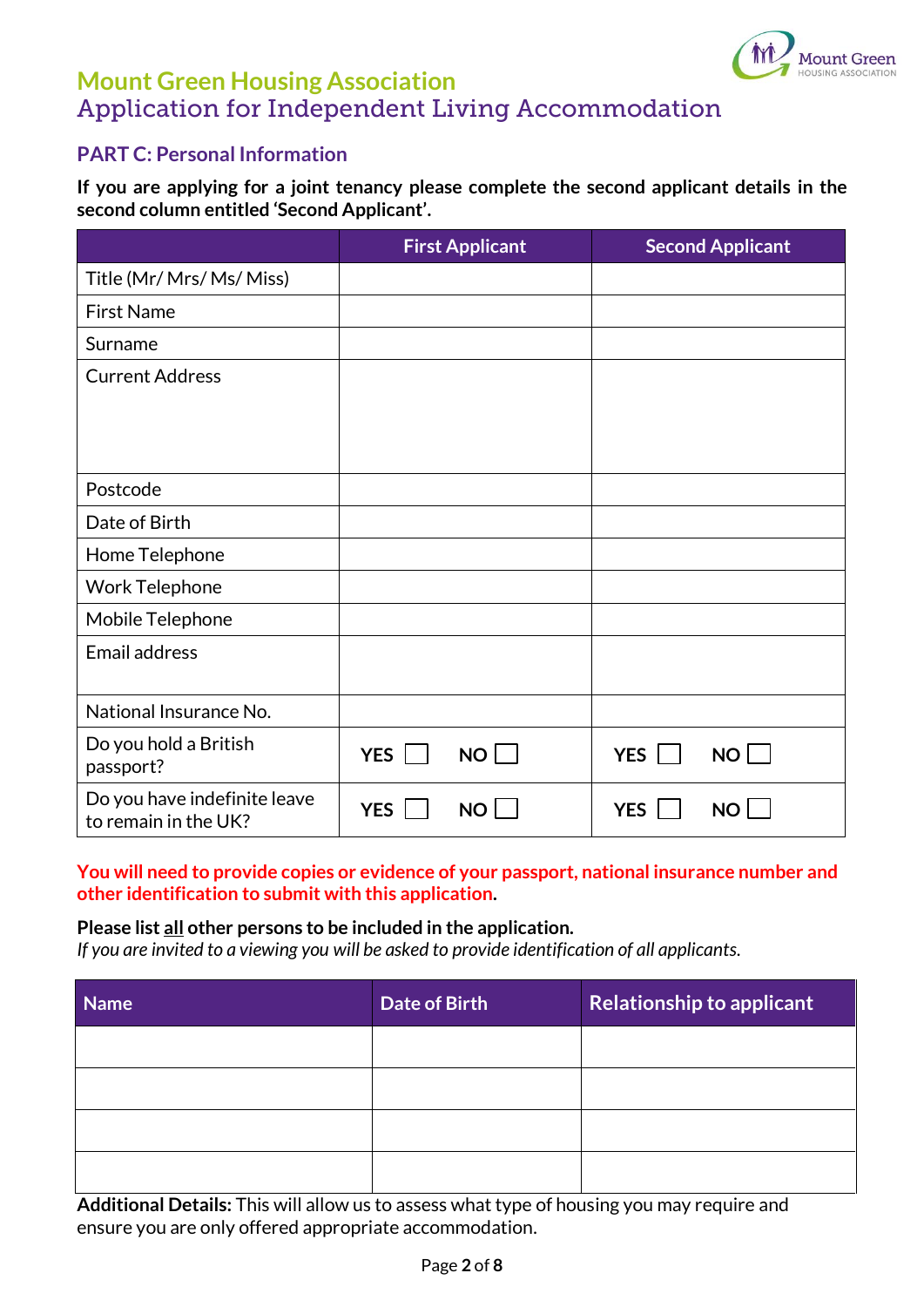# Mount Green Housing Association

## Application for Independent Living Accommodation

### PART C: Personal Information

**If you are applying for a joint tenancy please complete the second applicant details in the second column entitled 'Second Applicant'.**

| | First Applicant | Second Applicant |
|---|---|---|
| Title (Mr/ Mrs/ Ms/ Miss) | | |
| First Name | | |
| Surname | | |
| Current Address | | |
| Postcode | | |
| Date of Birth | | |
| Home Telephone | | |
| Work Telephone | | |
| Mobile Telephone | | |
| Email address | | |
| National Insurance No. | | |
| Do you hold a British passport? | **YES** ☐ **NO** ☐ | **YES** ☐ **NO** ☐ |
| Do you have indefinite leave to remain in the UK? | **YES** ☐ **NO** ☐ | **YES** ☐ **NO** ☐ |

**You will need to provide copies or evidence of your passport, national insurance number and other identification to submit with this application.**

**Please list all other persons to be included in the application.**
*If you are invited to a viewing you will be asked to provide identification of all applicants.*

| Name | Date of Birth | Relationship to applicant |
|---|---|---|
| | | |
| | | |
| | | |
| | | |

**Additional Details:** This will allow us to assess what type of housing you may require and ensure you are only offered appropriate accommodation.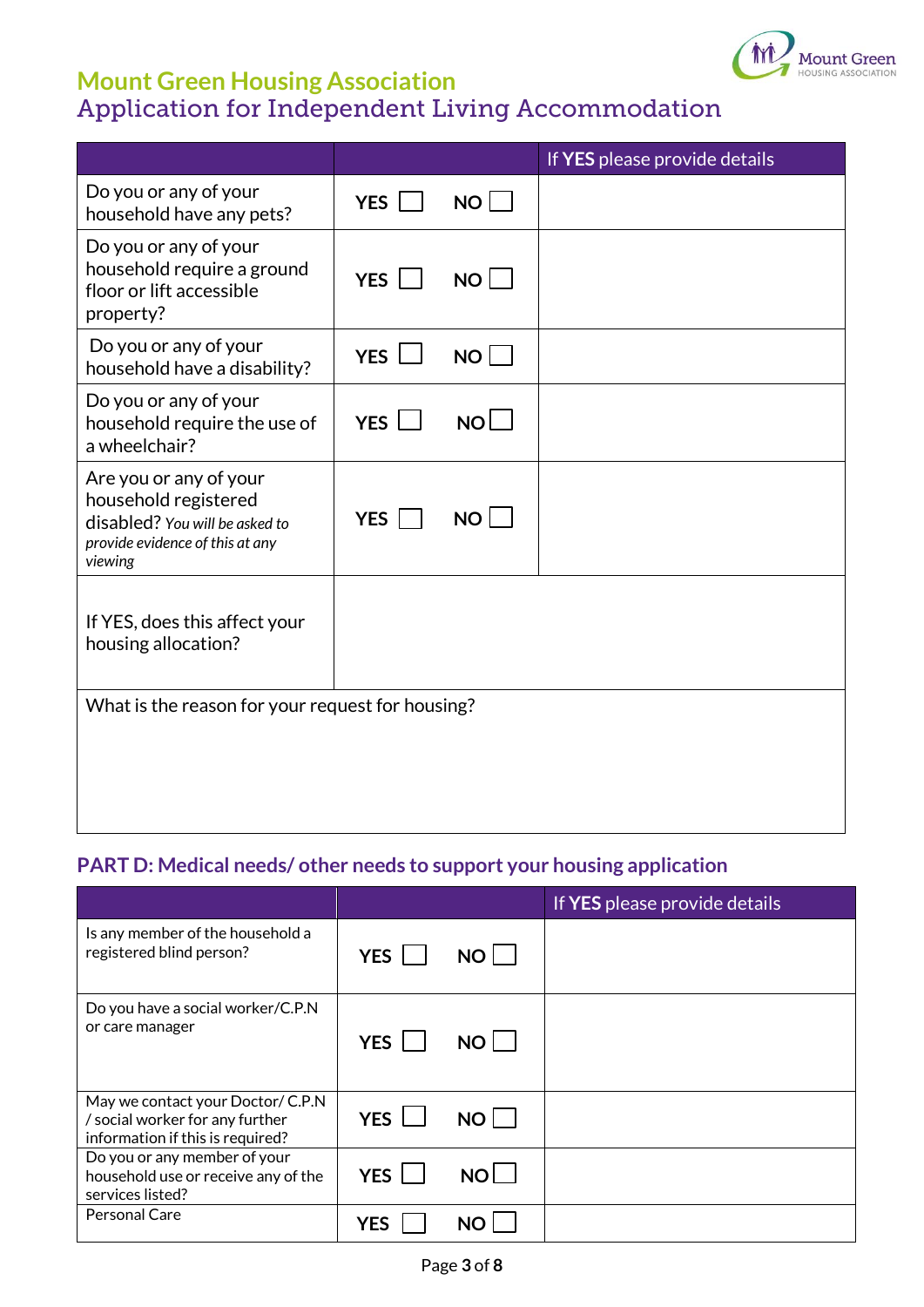## Mount Green Housing Association
# Application for Independent Living Accommodation

| | | If **YES** please provide details |
|---|---|---|
| Do you or any of your household have any pets? | **YES** ☐ **NO** ☐ | |
| Do you or any of your household require a ground floor or lift accessible property? | **YES** ☐ **NO** ☐ | |
| Do you or any of your household have a disability? | **YES** ☐ **NO** ☐ | |
| Do you or any of your household require the use of a wheelchair? | **YES** ☐ **NO** ☐ | |
| Are you or any of your household registered disabled? *You will be asked to provide evidence of this at any viewing* | **YES** ☐ **NO** ☐ | |
| If YES, does this affect your housing allocation? | | |
| What is the reason for your request for housing? | | |

## PART D: Medical needs/ other needs to support your housing application

| | | If **YES** please provide details |
|---|---|---|
| Is any member of the household a registered blind person? | **YES** ☐ **NO** ☐ | |
| Do you have a social worker/C.P.N or care manager | **YES** ☐ **NO** ☐ | |
| May we contact your Doctor/ C.P.N / social worker for any further information if this is required? | **YES** ☐ **NO** ☐ | |
| Do you or any member of your household use or receive any of the services listed? | **YES** ☐ **NO** ☐ | |
| Personal Care | **YES** ☐ **NO** ☐ | |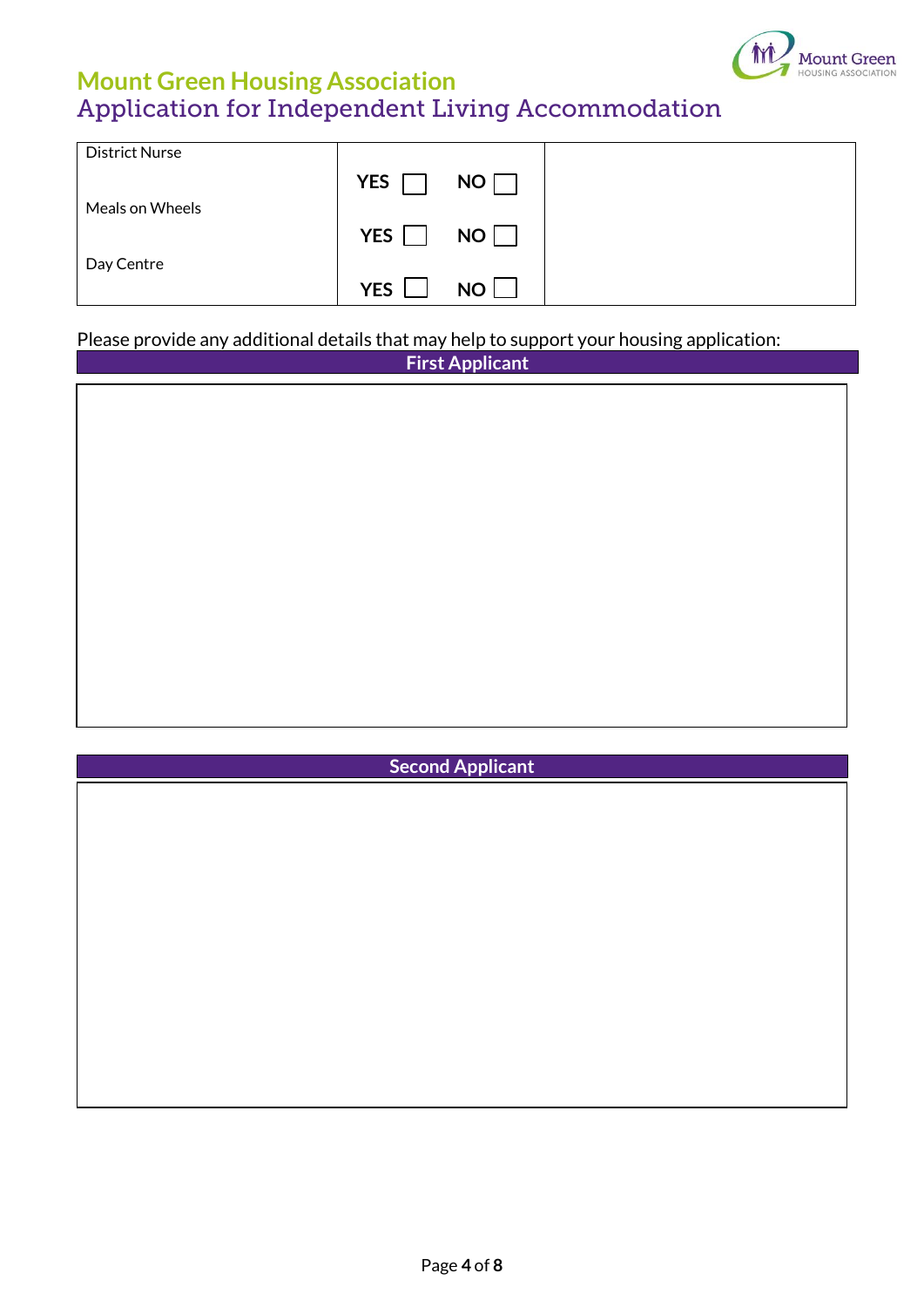# Mount Green Housing Association

## Application for Independent Living Accommodation

| | | |
|---|---|---|
| District Nurse | YES ☐ NO ☐ | |
| Meals on Wheels | YES ☐ NO ☐ | |
| Day Centre | YES ☐ NO ☐ | |

Please provide any additional details that may help to support your housing application:

**First Applicant**

| |
|---|
| |

**Second Applicant**

| |
|---|
| |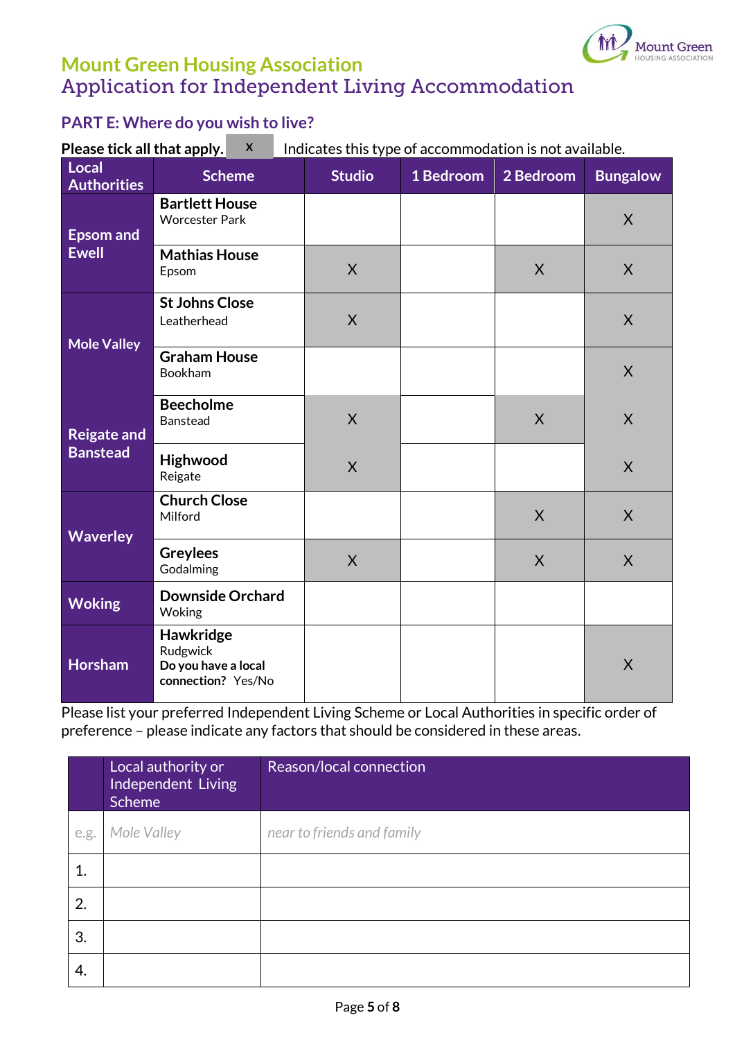# Mount Green Housing Association

## Application for Independent Living Accommodation

### PART E: Where do you wish to live?

**Please tick all that apply.** X Indicates this type of accommodation is not available.

| Local Authorities | Scheme | Studio | 1 Bedroom | 2 Bedroom | Bungalow |
|---|---|---|---|---|---|
| Epsom and Ewell | **Bartlett House** Worcester Park | | | | X |
| | **Mathias House** Epsom | X | | X | X |
| Mole Valley | **St Johns Close** Leatherhead | X | | | X |
| | **Graham House** Bookham | | | | X |
| Reigate and Banstead | **Beecholme** Banstead | X | | X | X |
| | **Highwood** Reigate | X | | | X |
| Waverley | **Church Close** Milford | | | X | X |
| | **Greylees** Godalming | X | | X | X |
| Woking | **Downside Orchard** Woking | | | | |
| Horsham | **Hawkridge** Rudgwick **Do you have a local connection?** Yes/No | | | | X |

Please list your preferred Independent Living Scheme or Local Authorities in specific order of preference – please indicate any factors that should be considered in these areas.

| | Local authority or Independent Living Scheme | Reason/local connection |
|---|---|---|
| e.g. | *Mole Valley* | *near to friends and family* |
| 1. | | |
| 2. | | |
| 3. | | |
| 4. | | |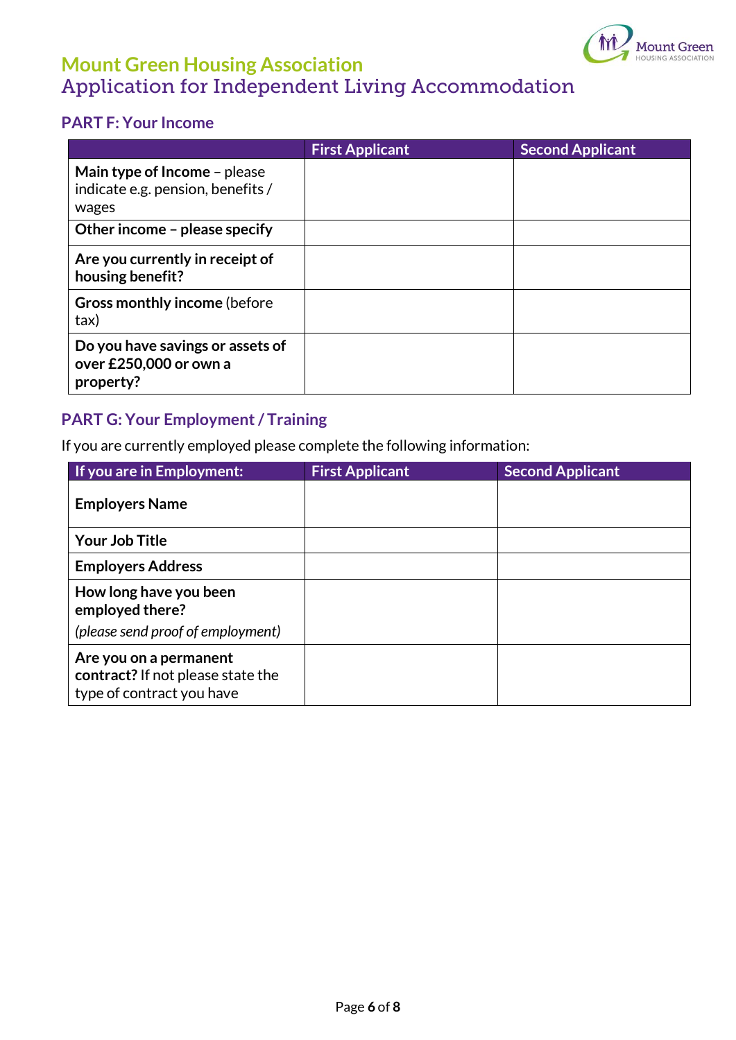# Mount Green Housing Association
## Application for Independent Living Accommodation

### PART F: Your Income

| | First Applicant | Second Applicant |
|---|---|---|
| **Main type of Income** – please indicate e.g. pension, benefits / wages | | |
| **Other income – please specify** | | |
| **Are you currently in receipt of housing benefit?** | | |
| **Gross monthly income** (before tax) | | |
| **Do you have savings or assets of over £250,000 or own a property?** | | |

### PART G: Your Employment / Training

If you are currently employed please complete the following information:

| If you are in Employment: | First Applicant | Second Applicant |
|---|---|---|
| **Employers Name** | | |
| **Your Job Title** | | |
| **Employers Address** | | |
| **How long have you been employed there?** *(please send proof of employment)* | | |
| **Are you on a permanent contract?** If not please state the type of contract you have | | |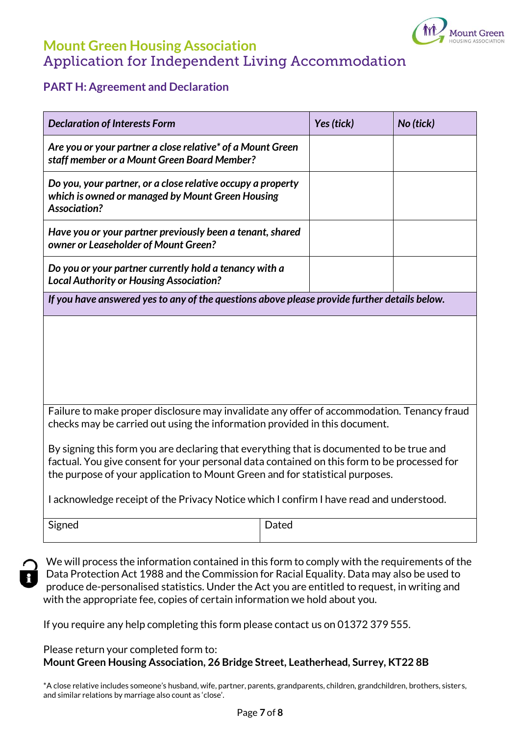## Mount Green Housing Association
## Application for Independent Living Accommodation

### PART H: Agreement and Declaration

| *Declaration of Interests Form* | *Yes (tick)* | *No (tick)* |
|---|---|---|
| *Are you or your partner a close relative* of a Mount Green staff member or a Mount Green Board Member?* | | |
| *Do you, your partner, or a close relative occupy a property which is owned or managed by Mount Green Housing Association?* | | |
| *Have you or your partner previously been a tenant, shared owner or Leaseholder of Mount Green?* | | |
| *Do you or your partner currently hold a tenancy with a Local Authority or Housing Association?* | | |
| *If you have answered yes to any of the questions above please provide further details below.* | | |
| | | |

Failure to make proper disclosure may invalidate any offer of accommodation. Tenancy fraud checks may be carried out using the information provided in this document.

By signing this form you are declaring that everything that is documented to be true and factual. You give consent for your personal data contained on this form to be processed for the purpose of your application to Mount Green and for statistical purposes.

I acknowledge receipt of the Privacy Notice which I confirm I have read and understood.

| Signed | Dated |
|---|---|
| | |

We will process the information contained in this form to comply with the requirements of the Data Protection Act 1988 and the Commission for Racial Equality. Data may also be used to produce de-personalised statistics. Under the Act you are entitled to request, in writing and with the appropriate fee, copies of certain information we hold about you.

If you require any help completing this form please contact us on 01372 379 555.

Please return your completed form to:
**Mount Green Housing Association, 26 Bridge Street, Leatherhead, Surrey, KT22 8B**

*A close relative includes someone's husband, wife, partner, parents, grandparents, children, grandchildren, brothers, sisters, and similar relations by marriage also count as 'close'.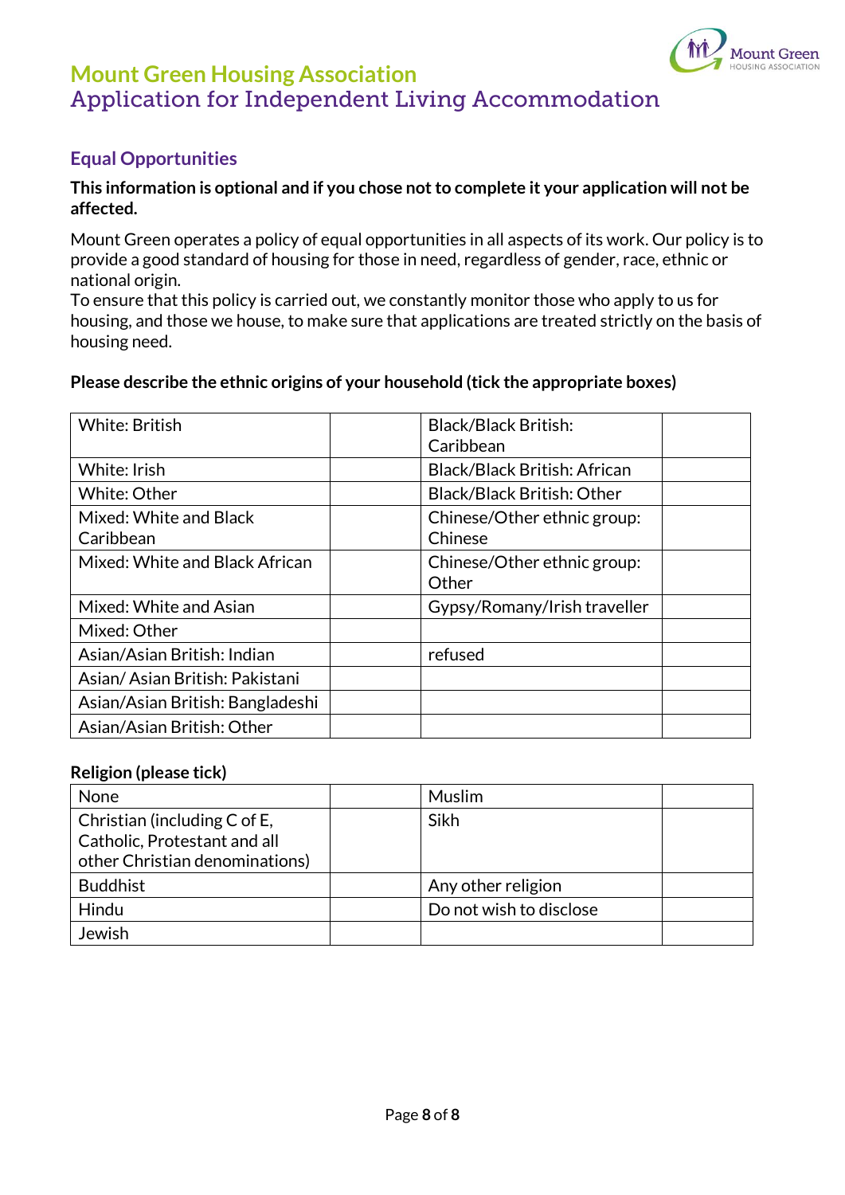# Mount Green Housing Association

## Application for Independent Living Accommodation

### Equal Opportunities

**This information is optional and if you chose not to complete it your application will not be affected.**

Mount Green operates a policy of equal opportunities in all aspects of its work. Our policy is to provide a good standard of housing for those in need, regardless of gender, race, ethnic or national origin.

To ensure that this policy is carried out, we constantly monitor those who apply to us for housing, and those we house, to make sure that applications are treated strictly on the basis of housing need.

**Please describe the ethnic origins of your household (tick the appropriate boxes)**

| | | | |
|---|---|---|---|
| White: British | | Black/Black British: Caribbean | |
| White: Irish | | Black/Black British: African | |
| White: Other | | Black/Black British: Other | |
| Mixed: White and Black Caribbean | | Chinese/Other ethnic group: Chinese | |
| Mixed: White and Black African | | Chinese/Other ethnic group: Other | |
| Mixed: White and Asian | | Gypsy/Romany/Irish traveller | |
| Mixed: Other | | | |
| Asian/Asian British: Indian | | refused | |
| Asian/ Asian British: Pakistani | | | |
| Asian/Asian British: Bangladeshi | | | |
| Asian/Asian British: Other | | | |

**Religion (please tick)**

| | | | |
|---|---|---|---|
| None | | Muslim | |
| Christian (including C of E, Catholic, Protestant and all other Christian denominations) | | Sikh | |
| Buddhist | | Any other religion | |
| Hindu | | Do not wish to disclose | |
| Jewish | | | |